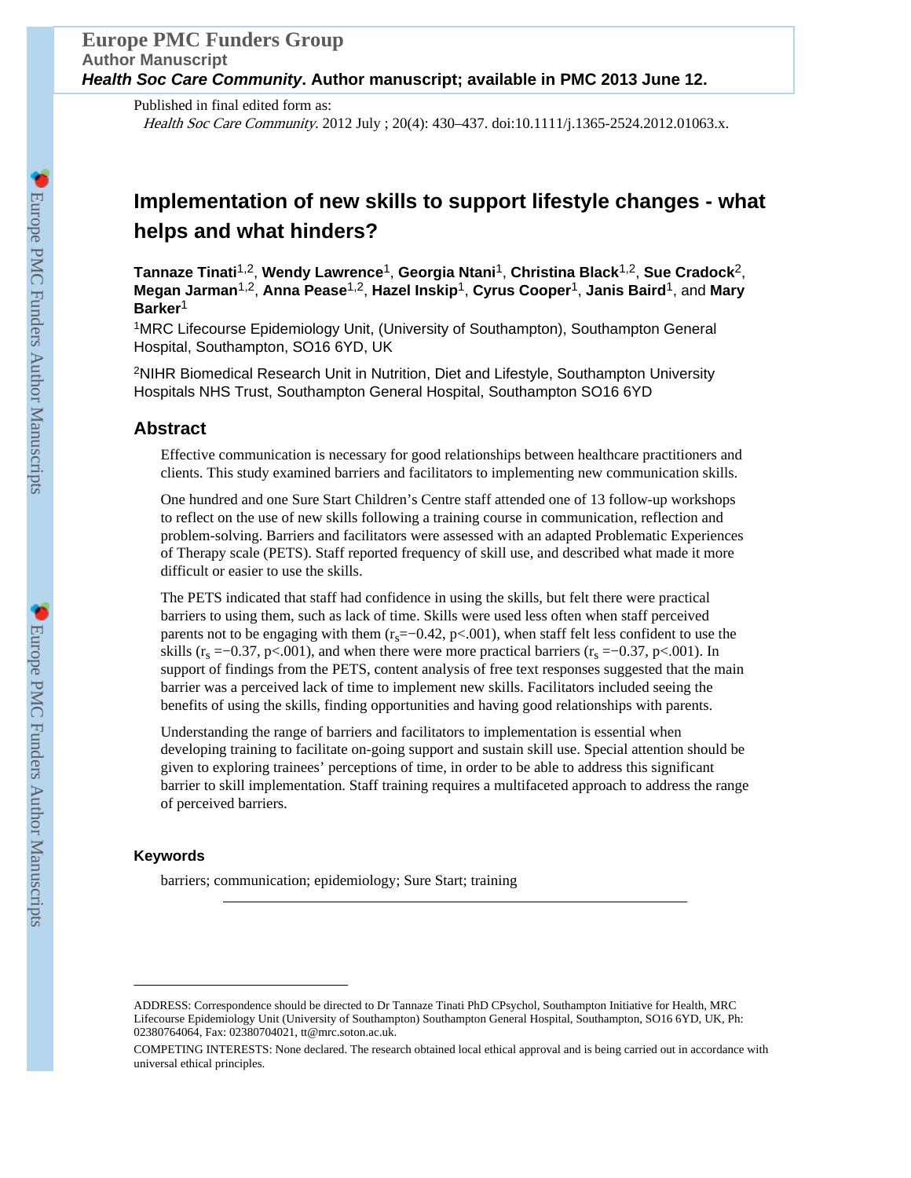Europe PMC Funders Group
Author Manuscript
*Health Soc Care Community*. Author manuscript; available in PMC 2013 June 12.

Published in final edited form as:
*Health Soc Care Community*. 2012 July ; 20(4): 430–437. doi:10.1111/j.1365-2524.2012.01063.x.

# Implementation of new skills to support lifestyle changes - what helps and what hinders?

**Tannaze Tinati**[1,2], **Wendy Lawrence**[1], **Georgia Ntani**[1], **Christina Black**[1,2], **Sue Cradock**[2], **Megan Jarman**[1,2], **Anna Pease**[1,2], **Hazel Inskip**[1], **Cyrus Cooper**[1], **Janis Baird**[1], and **Mary Barker**[1]

[1]MRC Lifecourse Epidemiology Unit, (University of Southampton), Southampton General Hospital, Southampton, SO16 6YD, UK

[2]NIHR Biomedical Research Unit in Nutrition, Diet and Lifestyle, Southampton University Hospitals NHS Trust, Southampton General Hospital, Southampton SO16 6YD

## Abstract

Effective communication is necessary for good relationships between healthcare practitioners and clients. This study examined barriers and facilitators to implementing new communication skills.

One hundred and one Sure Start Children's Centre staff attended one of 13 follow-up workshops to reflect on the use of new skills following a training course in communication, reflection and problem-solving. Barriers and facilitators were assessed with an adapted Problematic Experiences of Therapy scale (PETS). Staff reported frequency of skill use, and described what made it more difficult or easier to use the skills.

The PETS indicated that staff had confidence in using the skills, but felt there were practical barriers to using them, such as lack of time. Skills were used less often when staff perceived parents not to be engaging with them ($r_s = -0.42$, $p < .001$), when staff felt less confident to use the skills ($r_s = -0.37$, $p < .001$), and when there were more practical barriers ($r_s = -0.37$, $p < .001$). In support of findings from the PETS, content analysis of free text responses suggested that the main barrier was a perceived lack of time to implement new skills. Facilitators included seeing the benefits of using the skills, finding opportunities and having good relationships with parents.

Understanding the range of barriers and facilitators to implementation is essential when developing training to facilitate on-going support and sustain skill use. Special attention should be given to exploring trainees' perceptions of time, in order to be able to address this significant barrier to skill implementation. Staff training requires a multifaceted approach to address the range of perceived barriers.

### Keywords

barriers; communication; epidemiology; Sure Start; training

---

ADDRESS: Correspondence should be directed to Dr Tannaze Tinati PhD CPsychol, Southampton Initiative for Health, MRC Lifecourse Epidemiology Unit (University of Southampton) Southampton General Hospital, Southampton, SO16 6YD, UK, Ph: 02380764064, Fax: 02380704021, tt@mrc.soton.ac.uk.

COMPETING INTERESTS: None declared. The research obtained local ethical approval and is being carried out in accordance with universal ethical principles.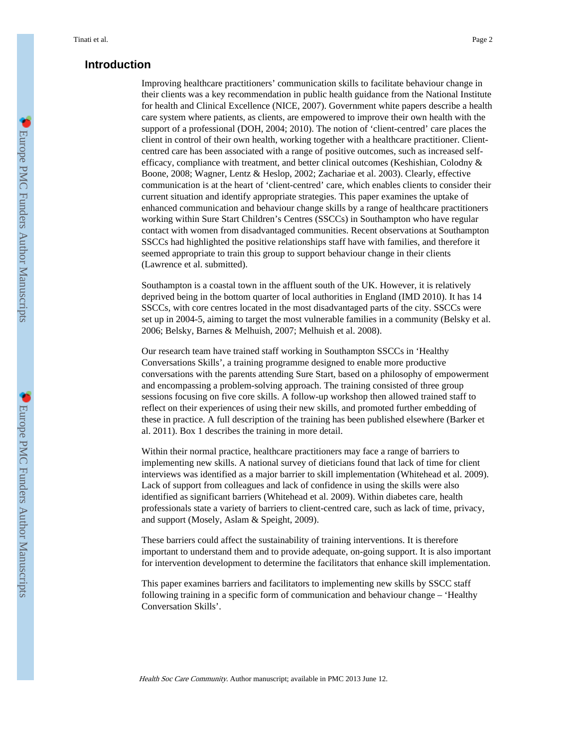## Introduction

Improving healthcare practitioners' communication skills to facilitate behaviour change in their clients was a key recommendation in public health guidance from the National Institute for health and Clinical Excellence (NICE, 2007). Government white papers describe a health care system where patients, as clients, are empowered to improve their own health with the support of a professional (DOH, 2004; 2010). The notion of 'client-centred' care places the client in control of their own health, working together with a healthcare practitioner. Client-centred care has been associated with a range of positive outcomes, such as increased self-efficacy, compliance with treatment, and better clinical outcomes (Keshishian, Colodny & Boone, 2008; Wagner, Lentz & Heslop, 2002; Zachariae et al. 2003). Clearly, effective communication is at the heart of 'client-centred' care, which enables clients to consider their current situation and identify appropriate strategies. This paper examines the uptake of enhanced communication and behaviour change skills by a range of healthcare practitioners working within Sure Start Children's Centres (SSCCs) in Southampton who have regular contact with women from disadvantaged communities. Recent observations at Southampton SSCCs had highlighted the positive relationships staff have with families, and therefore it seemed appropriate to train this group to support behaviour change in their clients (Lawrence et al. submitted).

Southampton is a coastal town in the affluent south of the UK. However, it is relatively deprived being in the bottom quarter of local authorities in England (IMD 2010). It has 14 SSCCs, with core centres located in the most disadvantaged parts of the city. SSCCs were set up in 2004-5, aiming to target the most vulnerable families in a community (Belsky et al. 2006; Belsky, Barnes & Melhuish, 2007; Melhuish et al. 2008).

Our research team have trained staff working in Southampton SSCCs in 'Healthy Conversations Skills', a training programme designed to enable more productive conversations with the parents attending Sure Start, based on a philosophy of empowerment and encompassing a problem-solving approach. The training consisted of three group sessions focusing on five core skills. A follow-up workshop then allowed trained staff to reflect on their experiences of using their new skills, and promoted further embedding of these in practice. A full description of the training has been published elsewhere (Barker et al. 2011). Box 1 describes the training in more detail.

Within their normal practice, healthcare practitioners may face a range of barriers to implementing new skills. A national survey of dieticians found that lack of time for client interviews was identified as a major barrier to skill implementation (Whitehead et al. 2009). Lack of support from colleagues and lack of confidence in using the skills were also identified as significant barriers (Whitehead et al. 2009). Within diabetes care, health professionals state a variety of barriers to client-centred care, such as lack of time, privacy, and support (Mosely, Aslam & Speight, 2009).

These barriers could affect the sustainability of training interventions. It is therefore important to understand them and to provide adequate, on-going support. It is also important for intervention development to determine the facilitators that enhance skill implementation.

This paper examines barriers and facilitators to implementing new skills by SSCC staff following training in a specific form of communication and behaviour change – 'Healthy Conversation Skills'.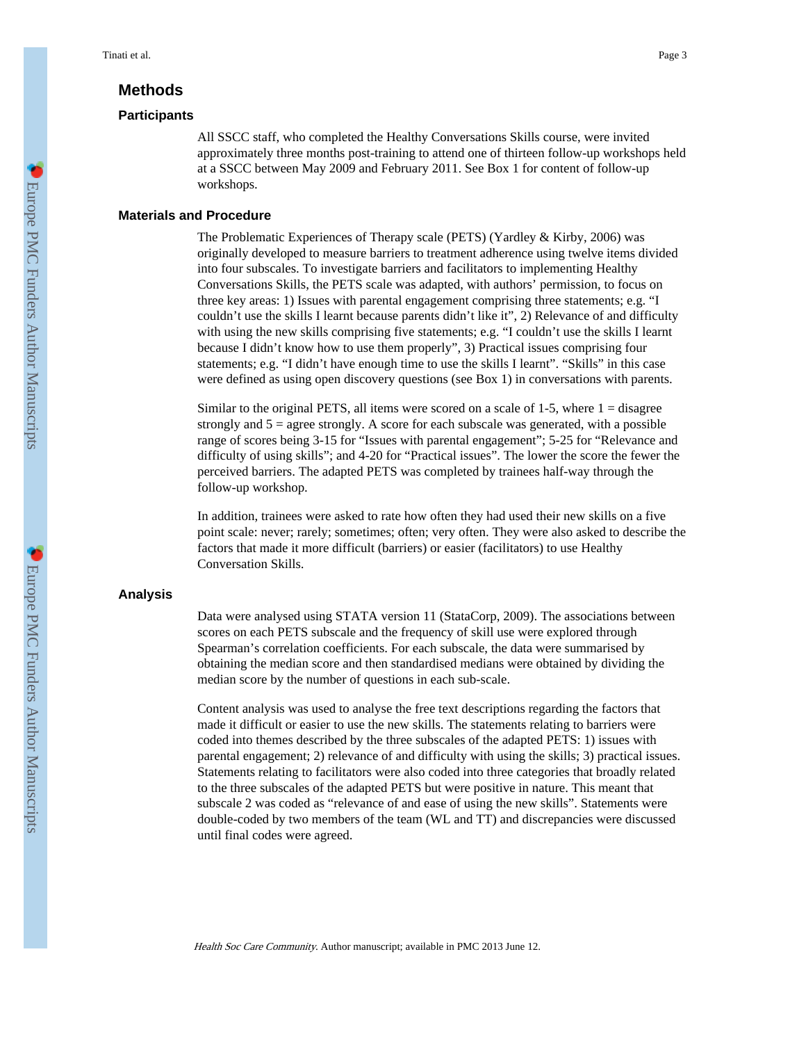## Methods

### Participants

All SSCC staff, who completed the Healthy Conversations Skills course, were invited approximately three months post-training to attend one of thirteen follow-up workshops held at a SSCC between May 2009 and February 2011. See Box 1 for content of follow-up workshops.

### Materials and Procedure

The Problematic Experiences of Therapy scale (PETS) (Yardley & Kirby, 2006) was originally developed to measure barriers to treatment adherence using twelve items divided into four subscales. To investigate barriers and facilitators to implementing Healthy Conversations Skills, the PETS scale was adapted, with authors' permission, to focus on three key areas: 1) Issues with parental engagement comprising three statements; e.g. "I couldn't use the skills I learnt because parents didn't like it", 2) Relevance of and difficulty with using the new skills comprising five statements; e.g. "I couldn't use the skills I learnt because I didn't know how to use them properly", 3) Practical issues comprising four statements; e.g. "I didn't have enough time to use the skills I learnt". "Skills" in this case were defined as using open discovery questions (see Box 1) in conversations with parents.

Similar to the original PETS, all items were scored on a scale of 1-5, where 1 = disagree strongly and 5 = agree strongly. A score for each subscale was generated, with a possible range of scores being 3-15 for "Issues with parental engagement"; 5-25 for "Relevance and difficulty of using skills"; and 4-20 for "Practical issues". The lower the score the fewer the perceived barriers. The adapted PETS was completed by trainees half-way through the follow-up workshop.

In addition, trainees were asked to rate how often they had used their new skills on a five point scale: never; rarely; sometimes; often; very often. They were also asked to describe the factors that made it more difficult (barriers) or easier (facilitators) to use Healthy Conversation Skills.

### Analysis

Data were analysed using STATA version 11 (StataCorp, 2009). The associations between scores on each PETS subscale and the frequency of skill use were explored through Spearman's correlation coefficients. For each subscale, the data were summarised by obtaining the median score and then standardised medians were obtained by dividing the median score by the number of questions in each sub-scale.

Content analysis was used to analyse the free text descriptions regarding the factors that made it difficult or easier to use the new skills. The statements relating to barriers were coded into themes described by the three subscales of the adapted PETS: 1) issues with parental engagement; 2) relevance of and difficulty with using the skills; 3) practical issues. Statements relating to facilitators were also coded into three categories that broadly related to the three subscales of the adapted PETS but were positive in nature. This meant that subscale 2 was coded as "relevance of and ease of using the new skills". Statements were double-coded by two members of the team (WL and TT) and discrepancies were discussed until final codes were agreed.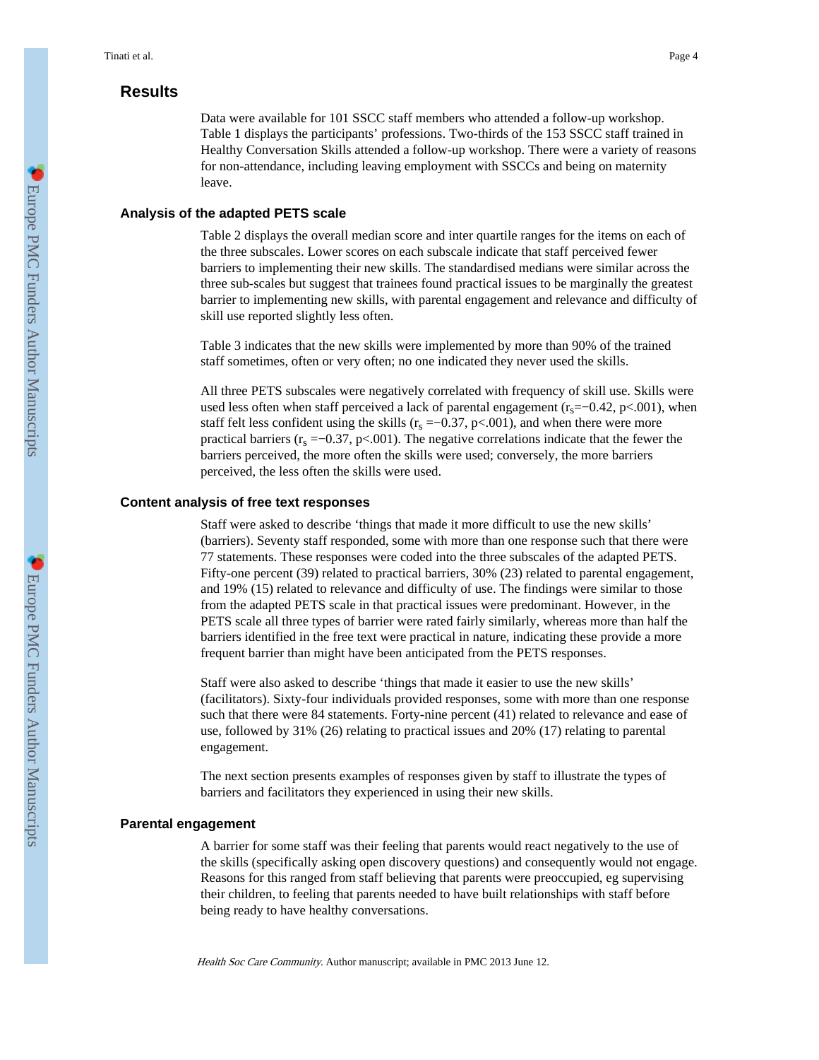## Results

Data were available for 101 SSCC staff members who attended a follow-up workshop. Table 1 displays the participants' professions. Two-thirds of the 153 SSCC staff trained in Healthy Conversation Skills attended a follow-up workshop. There were a variety of reasons for non-attendance, including leaving employment with SSCCs and being on maternity leave.

### Analysis of the adapted PETS scale

Table 2 displays the overall median score and inter quartile ranges for the items on each of the three subscales. Lower scores on each subscale indicate that staff perceived fewer barriers to implementing their new skills. The standardised medians were similar across the three sub-scales but suggest that trainees found practical issues to be marginally the greatest barrier to implementing new skills, with parental engagement and relevance and difficulty of skill use reported slightly less often.

Table 3 indicates that the new skills were implemented by more than 90% of the trained staff sometimes, often or very often; no one indicated they never used the skills.

All three PETS subscales were negatively correlated with frequency of skill use. Skills were used less often when staff perceived a lack of parental engagement ($r_s$=−0.42, p<.001), when staff felt less confident using the skills ($r_s$ =−0.37, p<.001), and when there were more practical barriers ($r_s$ =−0.37, p<.001). The negative correlations indicate that the fewer the barriers perceived, the more often the skills were used; conversely, the more barriers perceived, the less often the skills were used.

### Content analysis of free text responses

Staff were asked to describe 'things that made it more difficult to use the new skills' (barriers). Seventy staff responded, some with more than one response such that there were 77 statements. These responses were coded into the three subscales of the adapted PETS. Fifty-one percent (39) related to practical barriers, 30% (23) related to parental engagement, and 19% (15) related to relevance and difficulty of use. The findings were similar to those from the adapted PETS scale in that practical issues were predominant. However, in the PETS scale all three types of barrier were rated fairly similarly, whereas more than half the barriers identified in the free text were practical in nature, indicating these provide a more frequent barrier than might have been anticipated from the PETS responses.

Staff were also asked to describe 'things that made it easier to use the new skills' (facilitators). Sixty-four individuals provided responses, some with more than one response such that there were 84 statements. Forty-nine percent (41) related to relevance and ease of use, followed by 31% (26) relating to practical issues and 20% (17) relating to parental engagement.

The next section presents examples of responses given by staff to illustrate the types of barriers and facilitators they experienced in using their new skills.

### Parental engagement

A barrier for some staff was their feeling that parents would react negatively to the use of the skills (specifically asking open discovery questions) and consequently would not engage. Reasons for this ranged from staff believing that parents were preoccupied, eg supervising their children, to feeling that parents needed to have built relationships with staff before being ready to have healthy conversations.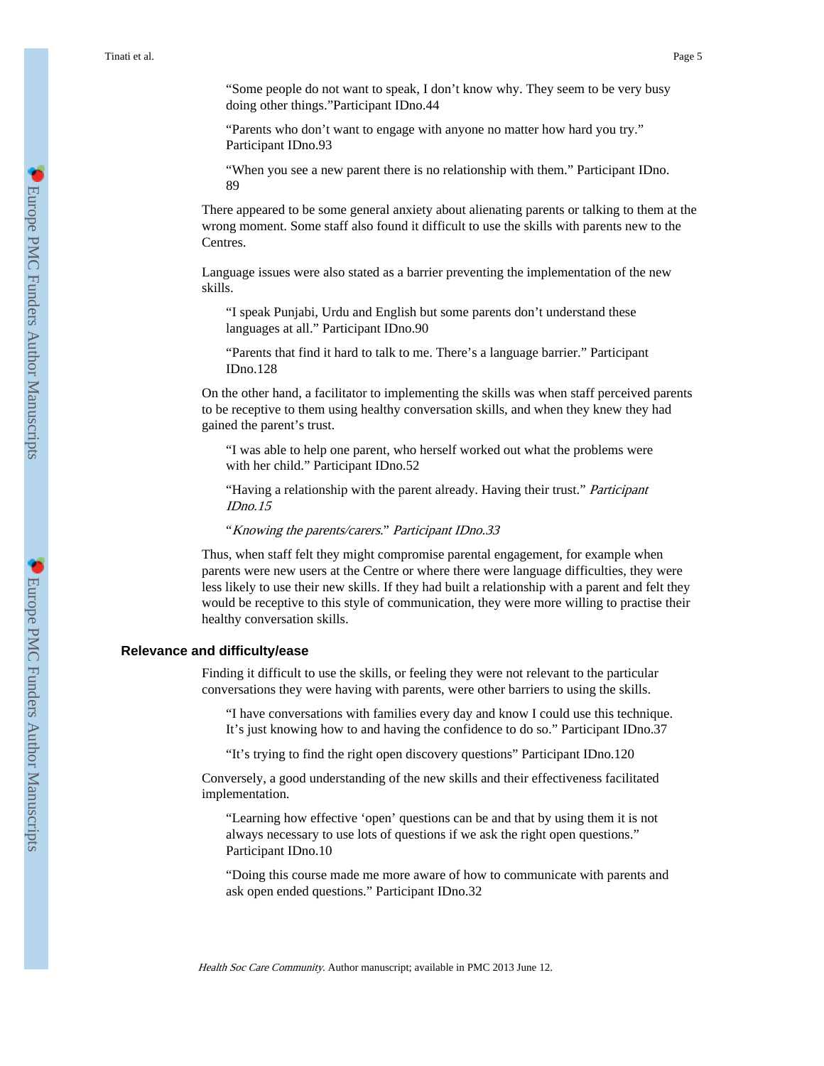> "Some people do not want to speak, I don't know why. They seem to be very busy doing other things."Participant IDno.44

> "Parents who don't want to engage with anyone no matter how hard you try." Participant IDno.93

> "When you see a new parent there is no relationship with them." Participant IDno. 89

There appeared to be some general anxiety about alienating parents or talking to them at the wrong moment. Some staff also found it difficult to use the skills with parents new to the Centres.

Language issues were also stated as a barrier preventing the implementation of the new skills.

> "I speak Punjabi, Urdu and English but some parents don't understand these languages at all." Participant IDno.90

> "Parents that find it hard to talk to me. There's a language barrier." Participant IDno.128

On the other hand, a facilitator to implementing the skills was when staff perceived parents to be receptive to them using healthy conversation skills, and when they knew they had gained the parent's trust.

> "I was able to help one parent, who herself worked out what the problems were with her child." Participant IDno.52

> "Having a relationship with the parent already. Having their trust." *Participant IDno.15*

> "*Knowing the parents/carers*." *Participant IDno.33*

Thus, when staff felt they might compromise parental engagement, for example when parents were new users at the Centre or where there were language difficulties, they were less likely to use their new skills. If they had built a relationship with a parent and felt they would be receptive to this style of communication, they were more willing to practise their healthy conversation skills.

## Relevance and difficulty/ease

Finding it difficult to use the skills, or feeling they were not relevant to the particular conversations they were having with parents, were other barriers to using the skills.

> "I have conversations with families every day and know I could use this technique. It's just knowing how to and having the confidence to do so." Participant IDno.37

> "It's trying to find the right open discovery questions" Participant IDno.120

Conversely, a good understanding of the new skills and their effectiveness facilitated implementation.

> "Learning how effective 'open' questions can be and that by using them it is not always necessary to use lots of questions if we ask the right open questions." Participant IDno.10

> "Doing this course made me more aware of how to communicate with parents and ask open ended questions." Participant IDno.32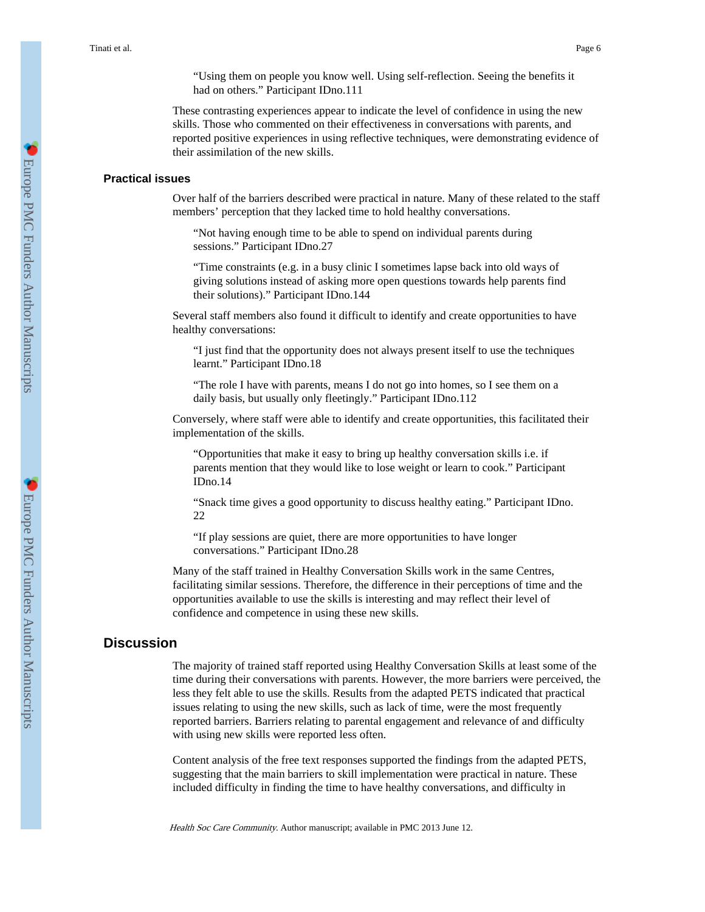> "Using them on people you know well. Using self-reflection. Seeing the benefits it had on others." Participant IDno.111

These contrasting experiences appear to indicate the level of confidence in using the new skills. Those who commented on their effectiveness in conversations with parents, and reported positive experiences in using reflective techniques, were demonstrating evidence of their assimilation of the new skills.

### Practical issues

Over half of the barriers described were practical in nature. Many of these related to the staff members' perception that they lacked time to hold healthy conversations.

> "Not having enough time to be able to spend on individual parents during sessions." Participant IDno.27

> "Time constraints (e.g. in a busy clinic I sometimes lapse back into old ways of giving solutions instead of asking more open questions towards help parents find their solutions)." Participant IDno.144

Several staff members also found it difficult to identify and create opportunities to have healthy conversations:

> "I just find that the opportunity does not always present itself to use the techniques learnt." Participant IDno.18

> "The role I have with parents, means I do not go into homes, so I see them on a daily basis, but usually only fleetingly." Participant IDno.112

Conversely, where staff were able to identify and create opportunities, this facilitated their implementation of the skills.

> "Opportunities that make it easy to bring up healthy conversation skills i.e. if parents mention that they would like to lose weight or learn to cook." Participant IDno.14

> "Snack time gives a good opportunity to discuss healthy eating." Participant IDno. 22

> "If play sessions are quiet, there are more opportunities to have longer conversations." Participant IDno.28

Many of the staff trained in Healthy Conversation Skills work in the same Centres, facilitating similar sessions. Therefore, the difference in their perceptions of time and the opportunities available to use the skills is interesting and may reflect their level of confidence and competence in using these new skills.

## Discussion

The majority of trained staff reported using Healthy Conversation Skills at least some of the time during their conversations with parents. However, the more barriers were perceived, the less they felt able to use the skills. Results from the adapted PETS indicated that practical issues relating to using the new skills, such as lack of time, were the most frequently reported barriers. Barriers relating to parental engagement and relevance of and difficulty with using new skills were reported less often.

Content analysis of the free text responses supported the findings from the adapted PETS, suggesting that the main barriers to skill implementation were practical in nature. These included difficulty in finding the time to have healthy conversations, and difficulty in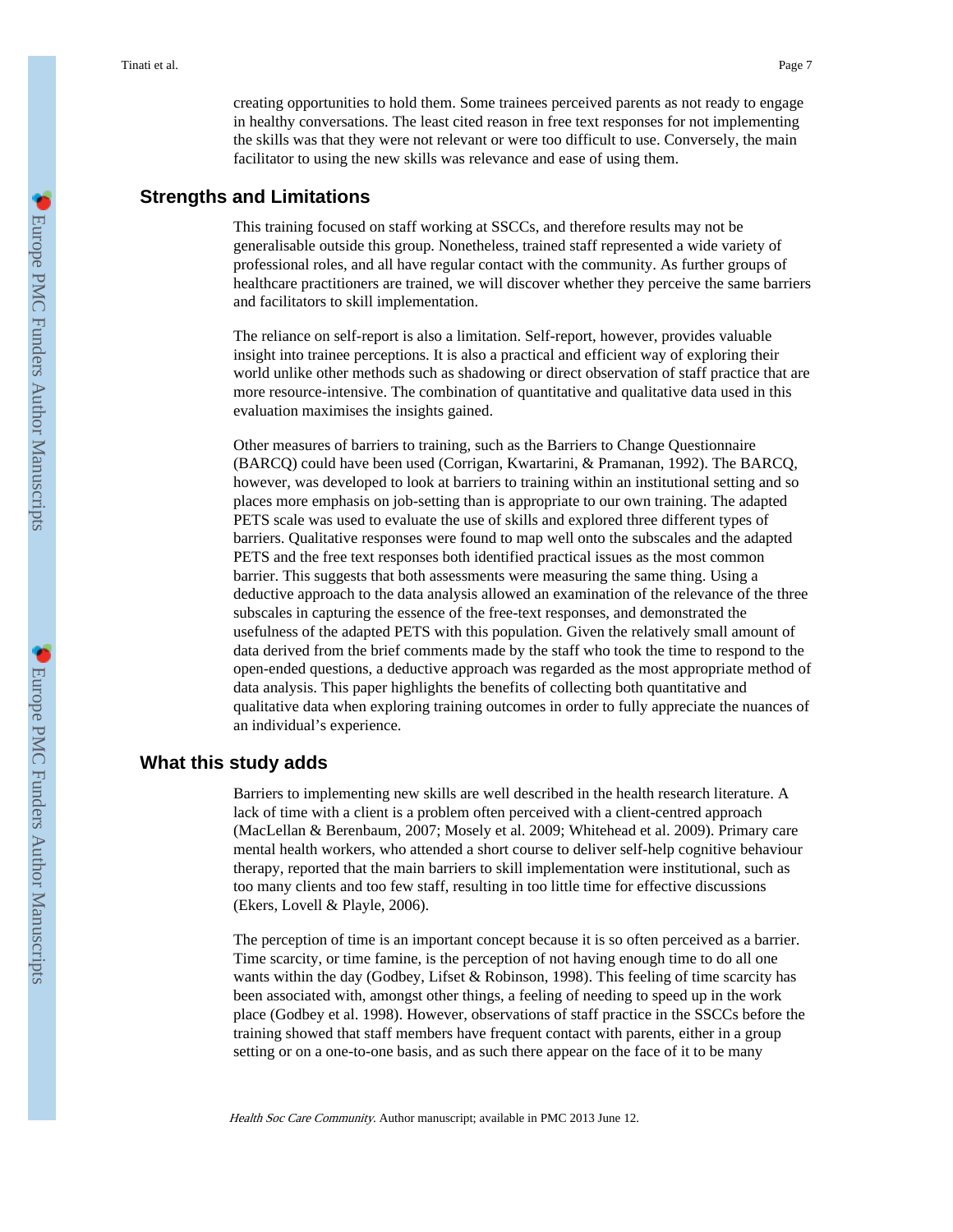creating opportunities to hold them. Some trainees perceived parents as not ready to engage in healthy conversations. The least cited reason in free text responses for not implementing the skills was that they were not relevant or were too difficult to use. Conversely, the main facilitator to using the new skills was relevance and ease of using them.

## Strengths and Limitations

This training focused on staff working at SSCCs, and therefore results may not be generalisable outside this group. Nonetheless, trained staff represented a wide variety of professional roles, and all have regular contact with the community. As further groups of healthcare practitioners are trained, we will discover whether they perceive the same barriers and facilitators to skill implementation.

The reliance on self-report is also a limitation. Self-report, however, provides valuable insight into trainee perceptions. It is also a practical and efficient way of exploring their world unlike other methods such as shadowing or direct observation of staff practice that are more resource-intensive. The combination of quantitative and qualitative data used in this evaluation maximises the insights gained.

Other measures of barriers to training, such as the Barriers to Change Questionnaire (BARCQ) could have been used (Corrigan, Kwartarini, & Pramanan, 1992). The BARCQ, however, was developed to look at barriers to training within an institutional setting and so places more emphasis on job-setting than is appropriate to our own training. The adapted PETS scale was used to evaluate the use of skills and explored three different types of barriers. Qualitative responses were found to map well onto the subscales and the adapted PETS and the free text responses both identified practical issues as the most common barrier. This suggests that both assessments were measuring the same thing. Using a deductive approach to the data analysis allowed an examination of the relevance of the three subscales in capturing the essence of the free-text responses, and demonstrated the usefulness of the adapted PETS with this population. Given the relatively small amount of data derived from the brief comments made by the staff who took the time to respond to the open-ended questions, a deductive approach was regarded as the most appropriate method of data analysis. This paper highlights the benefits of collecting both quantitative and qualitative data when exploring training outcomes in order to fully appreciate the nuances of an individual's experience.

## What this study adds

Barriers to implementing new skills are well described in the health research literature. A lack of time with a client is a problem often perceived with a client-centred approach (MacLellan & Berenbaum, 2007; Mosely et al. 2009; Whitehead et al. 2009). Primary care mental health workers, who attended a short course to deliver self-help cognitive behaviour therapy, reported that the main barriers to skill implementation were institutional, such as too many clients and too few staff, resulting in too little time for effective discussions (Ekers, Lovell & Playle, 2006).

The perception of time is an important concept because it is so often perceived as a barrier. Time scarcity, or time famine, is the perception of not having enough time to do all one wants within the day (Godbey, Lifset & Robinson, 1998). This feeling of time scarcity has been associated with, amongst other things, a feeling of needing to speed up in the work place (Godbey et al. 1998). However, observations of staff practice in the SSCCs before the training showed that staff members have frequent contact with parents, either in a group setting or on a one-to-one basis, and as such there appear on the face of it to be many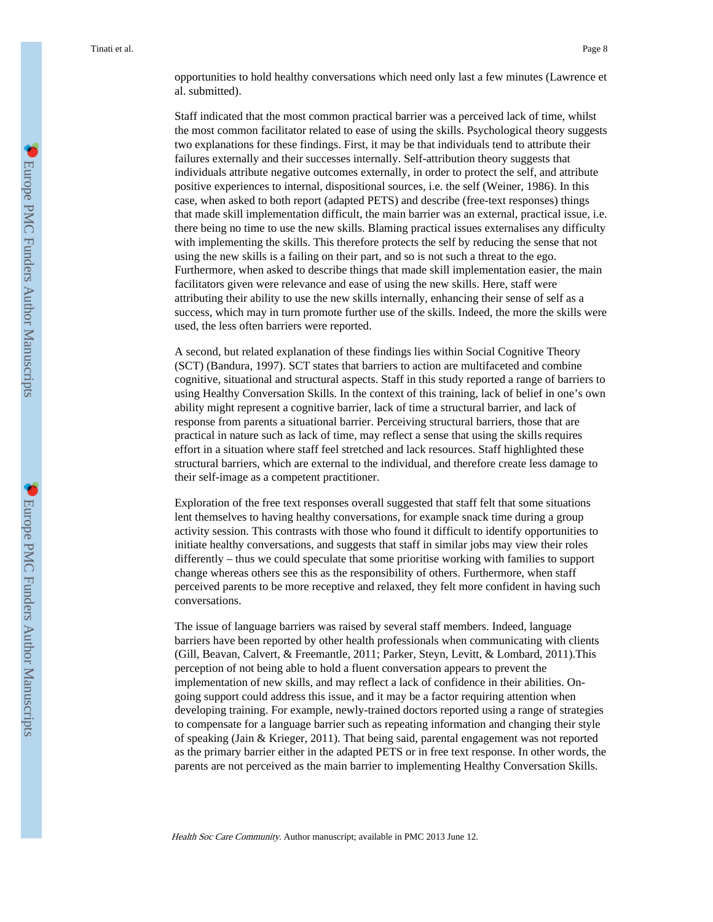opportunities to hold healthy conversations which need only last a few minutes (Lawrence et al. submitted).

Staff indicated that the most common practical barrier was a perceived lack of time, whilst the most common facilitator related to ease of using the skills. Psychological theory suggests two explanations for these findings. First, it may be that individuals tend to attribute their failures externally and their successes internally. Self-attribution theory suggests that individuals attribute negative outcomes externally, in order to protect the self, and attribute positive experiences to internal, dispositional sources, i.e. the self (Weiner, 1986). In this case, when asked to both report (adapted PETS) and describe (free-text responses) things that made skill implementation difficult, the main barrier was an external, practical issue, i.e. there being no time to use the new skills. Blaming practical issues externalises any difficulty with implementing the skills. This therefore protects the self by reducing the sense that not using the new skills is a failing on their part, and so is not such a threat to the ego. Furthermore, when asked to describe things that made skill implementation easier, the main facilitators given were relevance and ease of using the new skills. Here, staff were attributing their ability to use the new skills internally, enhancing their sense of self as a success, which may in turn promote further use of the skills. Indeed, the more the skills were used, the less often barriers were reported.

A second, but related explanation of these findings lies within Social Cognitive Theory (SCT) (Bandura, 1997). SCT states that barriers to action are multifaceted and combine cognitive, situational and structural aspects. Staff in this study reported a range of barriers to using Healthy Conversation Skills. In the context of this training, lack of belief in one's own ability might represent a cognitive barrier, lack of time a structural barrier, and lack of response from parents a situational barrier. Perceiving structural barriers, those that are practical in nature such as lack of time, may reflect a sense that using the skills requires effort in a situation where staff feel stretched and lack resources. Staff highlighted these structural barriers, which are external to the individual, and therefore create less damage to their self-image as a competent practitioner.

Exploration of the free text responses overall suggested that staff felt that some situations lent themselves to having healthy conversations, for example snack time during a group activity session. This contrasts with those who found it difficult to identify opportunities to initiate healthy conversations, and suggests that staff in similar jobs may view their roles differently – thus we could speculate that some prioritise working with families to support change whereas others see this as the responsibility of others. Furthermore, when staff perceived parents to be more receptive and relaxed, they felt more confident in having such conversations.

The issue of language barriers was raised by several staff members. Indeed, language barriers have been reported by other health professionals when communicating with clients (Gill, Beavan, Calvert, & Freemantle, 2011; Parker, Steyn, Levitt, & Lombard, 2011).This perception of not being able to hold a fluent conversation appears to prevent the implementation of new skills, and may reflect a lack of confidence in their abilities. On-going support could address this issue, and it may be a factor requiring attention when developing training. For example, newly-trained doctors reported using a range of strategies to compensate for a language barrier such as repeating information and changing their style of speaking (Jain & Krieger, 2011). That being said, parental engagement was not reported as the primary barrier either in the adapted PETS or in free text response. In other words, the parents are not perceived as the main barrier to implementing Healthy Conversation Skills.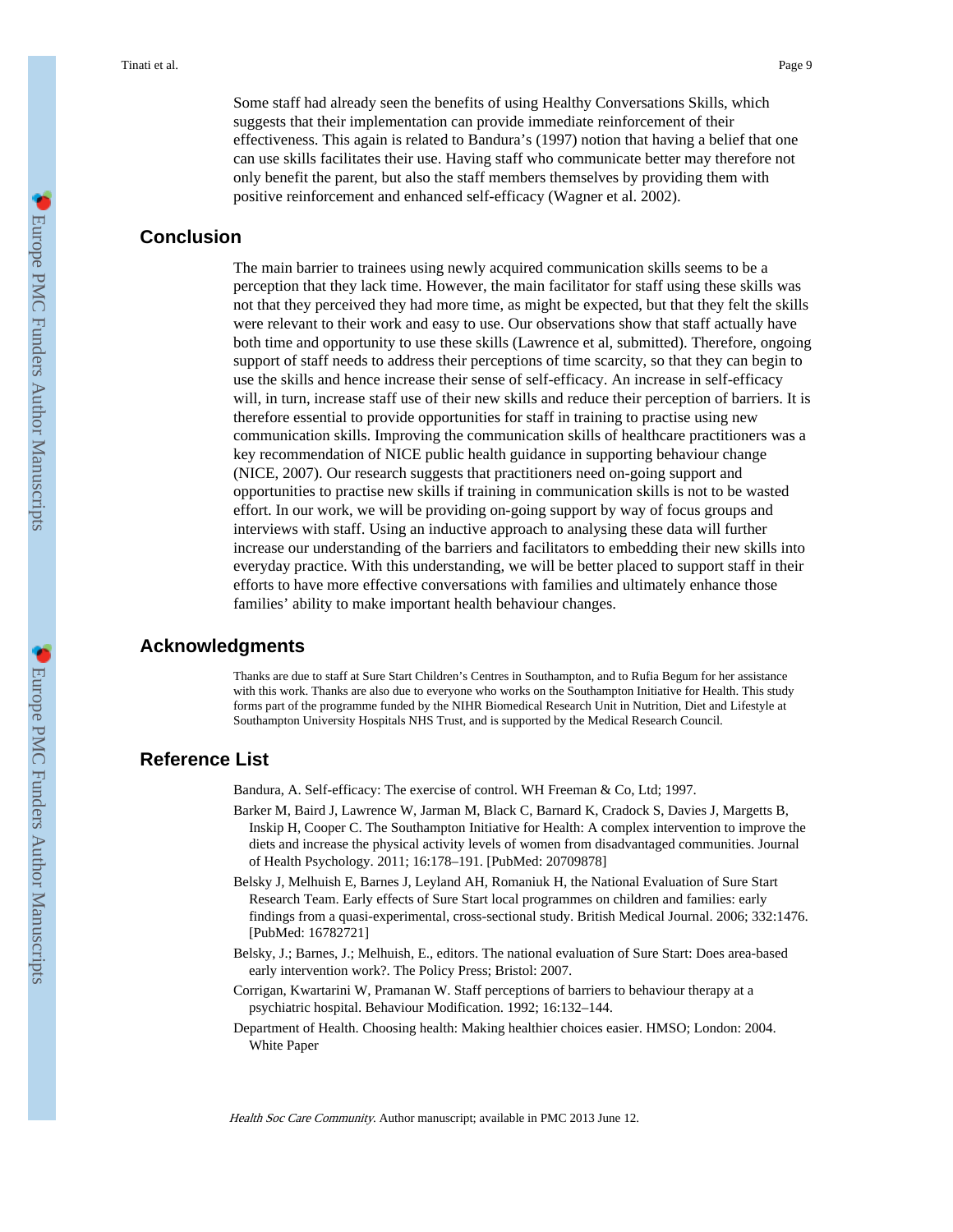Some staff had already seen the benefits of using Healthy Conversations Skills, which suggests that their implementation can provide immediate reinforcement of their effectiveness. This again is related to Bandura's (1997) notion that having a belief that one can use skills facilitates their use. Having staff who communicate better may therefore not only benefit the parent, but also the staff members themselves by providing them with positive reinforcement and enhanced self-efficacy (Wagner et al. 2002).

## Conclusion

The main barrier to trainees using newly acquired communication skills seems to be a perception that they lack time. However, the main facilitator for staff using these skills was not that they perceived they had more time, as might be expected, but that they felt the skills were relevant to their work and easy to use. Our observations show that staff actually have both time and opportunity to use these skills (Lawrence et al, submitted). Therefore, ongoing support of staff needs to address their perceptions of time scarcity, so that they can begin to use the skills and hence increase their sense of self-efficacy. An increase in self-efficacy will, in turn, increase staff use of their new skills and reduce their perception of barriers. It is therefore essential to provide opportunities for staff in training to practise using new communication skills. Improving the communication skills of healthcare practitioners was a key recommendation of NICE public health guidance in supporting behaviour change (NICE, 2007). Our research suggests that practitioners need on-going support and opportunities to practise new skills if training in communication skills is not to be wasted effort. In our work, we will be providing on-going support by way of focus groups and interviews with staff. Using an inductive approach to analysing these data will further increase our understanding of the barriers and facilitators to embedding their new skills into everyday practice. With this understanding, we will be better placed to support staff in their efforts to have more effective conversations with families and ultimately enhance those families' ability to make important health behaviour changes.

## Acknowledgments

Thanks are due to staff at Sure Start Children's Centres in Southampton, and to Rufia Begum for her assistance with this work. Thanks are also due to everyone who works on the Southampton Initiative for Health. This study forms part of the programme funded by the NIHR Biomedical Research Unit in Nutrition, Diet and Lifestyle at Southampton University Hospitals NHS Trust, and is supported by the Medical Research Council.

## Reference List

Bandura, A. Self-efficacy: The exercise of control. WH Freeman & Co, Ltd; 1997.

Barker M, Baird J, Lawrence W, Jarman M, Black C, Barnard K, Cradock S, Davies J, Margetts B, Inskip H, Cooper C. The Southampton Initiative for Health: A complex intervention to improve the diets and increase the physical activity levels of women from disadvantaged communities. Journal of Health Psychology. 2011; 16:178–191. [PubMed: 20709878]

Belsky J, Melhuish E, Barnes J, Leyland AH, Romaniuk H, the National Evaluation of Sure Start Research Team. Early effects of Sure Start local programmes on children and families: early findings from a quasi-experimental, cross-sectional study. British Medical Journal. 2006; 332:1476. [PubMed: 16782721]

Belsky, J.; Barnes, J.; Melhuish, E., editors. The national evaluation of Sure Start: Does area-based early intervention work?. The Policy Press; Bristol: 2007.

Corrigan, Kwartarini W, Pramanan W. Staff perceptions of barriers to behaviour therapy at a psychiatric hospital. Behaviour Modification. 1992; 16:132–144.

Department of Health. Choosing health: Making healthier choices easier. HMSO; London: 2004. White Paper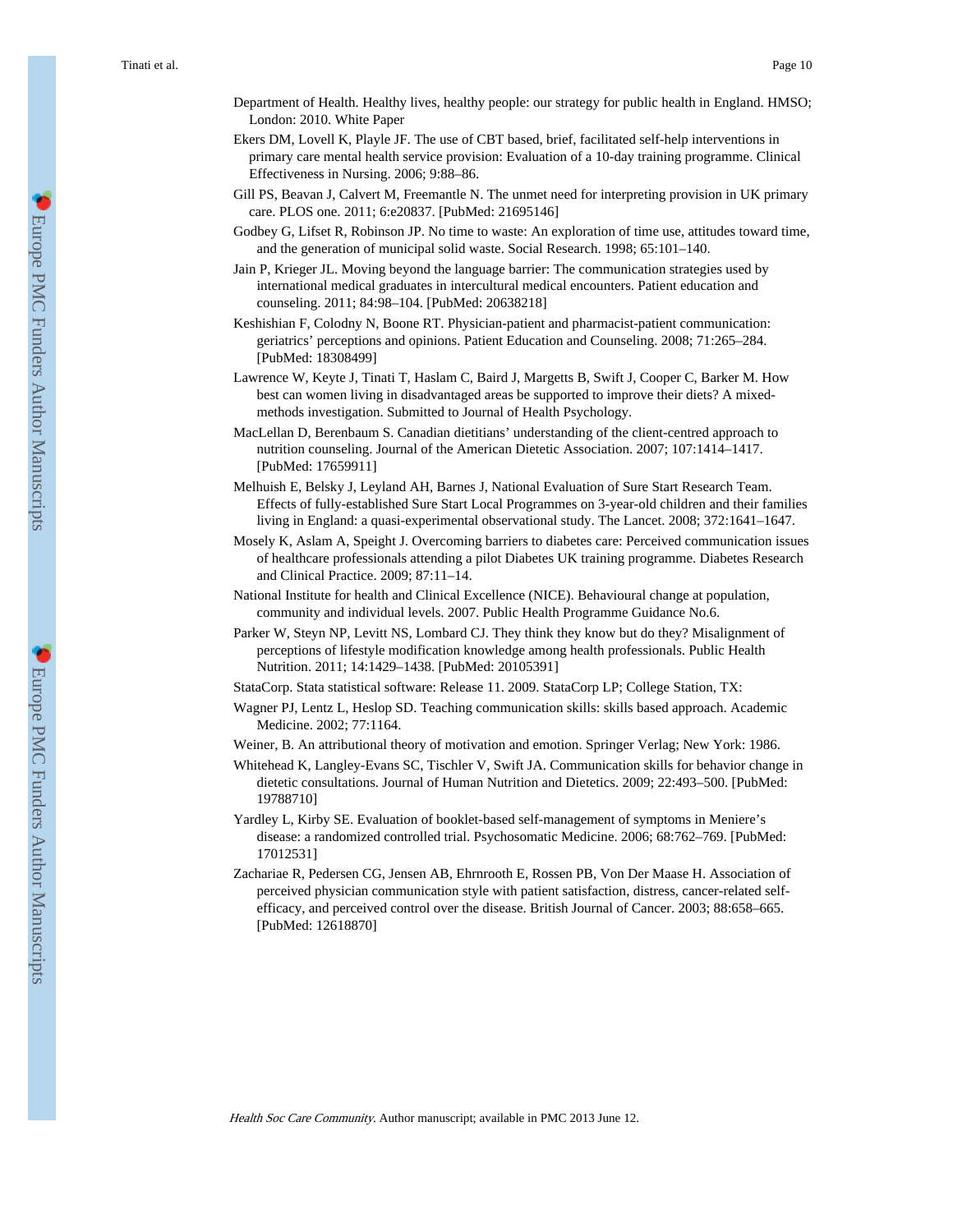Department of Health. Healthy lives, healthy people: our strategy for public health in England. HMSO; London: 2010. White Paper

Ekers DM, Lovell K, Playle JF. The use of CBT based, brief, facilitated self-help interventions in primary care mental health service provision: Evaluation of a 10-day training programme. Clinical Effectiveness in Nursing. 2006; 9:88–86.

Gill PS, Beavan J, Calvert M, Freemantle N. The unmet need for interpreting provision in UK primary care. PLOS one. 2011; 6:e20837. [PubMed: 21695146]

Godbey G, Lifset R, Robinson JP. No time to waste: An exploration of time use, attitudes toward time, and the generation of municipal solid waste. Social Research. 1998; 65:101–140.

Jain P, Krieger JL. Moving beyond the language barrier: The communication strategies used by international medical graduates in intercultural medical encounters. Patient education and counseling. 2011; 84:98–104. [PubMed: 20638218]

Keshishian F, Colodny N, Boone RT. Physician-patient and pharmacist-patient communication: geriatrics' perceptions and opinions. Patient Education and Counseling. 2008; 71:265–284. [PubMed: 18308499]

Lawrence W, Keyte J, Tinati T, Haslam C, Baird J, Margetts B, Swift J, Cooper C, Barker M. How best can women living in disadvantaged areas be supported to improve their diets? A mixed-methods investigation. Submitted to Journal of Health Psychology.

MacLellan D, Berenbaum S. Canadian dietitians' understanding of the client-centred approach to nutrition counseling. Journal of the American Dietetic Association. 2007; 107:1414–1417. [PubMed: 17659911]

Melhuish E, Belsky J, Leyland AH, Barnes J, National Evaluation of Sure Start Research Team. Effects of fully-established Sure Start Local Programmes on 3-year-old children and their families living in England: a quasi-experimental observational study. The Lancet. 2008; 372:1641–1647.

Mosely K, Aslam A, Speight J. Overcoming barriers to diabetes care: Perceived communication issues of healthcare professionals attending a pilot Diabetes UK training programme. Diabetes Research and Clinical Practice. 2009; 87:11–14.

National Institute for health and Clinical Excellence (NICE). Behavioural change at population, community and individual levels. 2007. Public Health Programme Guidance No.6.

Parker W, Steyn NP, Levitt NS, Lombard CJ. They think they know but do they? Misalignment of perceptions of lifestyle modification knowledge among health professionals. Public Health Nutrition. 2011; 14:1429–1438. [PubMed: 20105391]

StataCorp. Stata statistical software: Release 11. 2009. StataCorp LP; College Station, TX:

Wagner PJ, Lentz L, Heslop SD. Teaching communication skills: skills based approach. Academic Medicine. 2002; 77:1164.

Weiner, B. An attributional theory of motivation and emotion. Springer Verlag; New York: 1986.

Whitehead K, Langley-Evans SC, Tischler V, Swift JA. Communication skills for behavior change in dietetic consultations. Journal of Human Nutrition and Dietetics. 2009; 22:493–500. [PubMed: 19788710]

Yardley L, Kirby SE. Evaluation of booklet-based self-management of symptoms in Meniere's disease: a randomized controlled trial. Psychosomatic Medicine. 2006; 68:762–769. [PubMed: 17012531]

Zachariae R, Pedersen CG, Jensen AB, Ehrnrooth E, Rossen PB, Von Der Maase H. Association of perceived physician communication style with patient satisfaction, distress, cancer-related self-efficacy, and perceived control over the disease. British Journal of Cancer. 2003; 88:658–665. [PubMed: 12618870]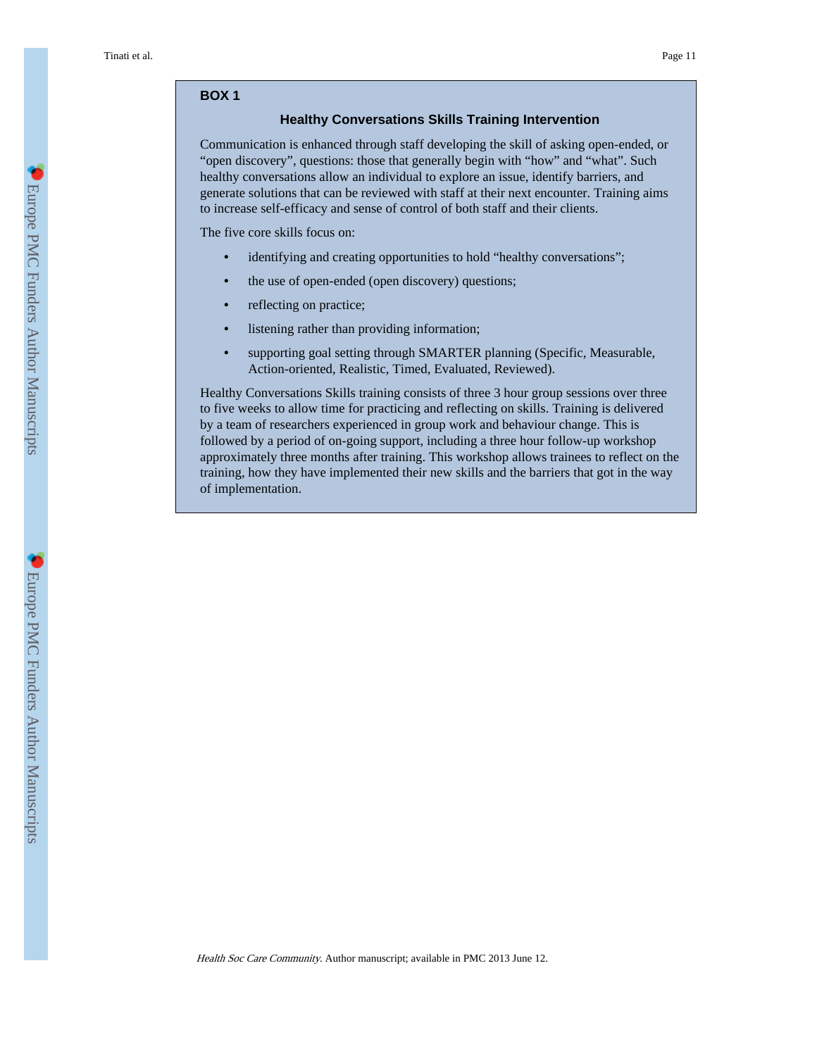**BOX 1**

### Healthy Conversations Skills Training Intervention

Communication is enhanced through staff developing the skill of asking open-ended, or “open discovery”, questions: those that generally begin with “how” and “what”. Such healthy conversations allow an individual to explore an issue, identify barriers, and generate solutions that can be reviewed with staff at their next encounter. Training aims to increase self-efficacy and sense of control of both staff and their clients.

The five core skills focus on:

- identifying and creating opportunities to hold “healthy conversations”;
- the use of open-ended (open discovery) questions;
- reflecting on practice;
- listening rather than providing information;
- supporting goal setting through SMARTER planning (Specific, Measurable, Action-oriented, Realistic, Timed, Evaluated, Reviewed).

Healthy Conversations Skills training consists of three 3 hour group sessions over three to five weeks to allow time for practicing and reflecting on skills. Training is delivered by a team of researchers experienced in group work and behaviour change. This is followed by a period of on-going support, including a three hour follow-up workshop approximately three months after training. This workshop allows trainees to reflect on the training, how they have implemented their new skills and the barriers that got in the way of implementation.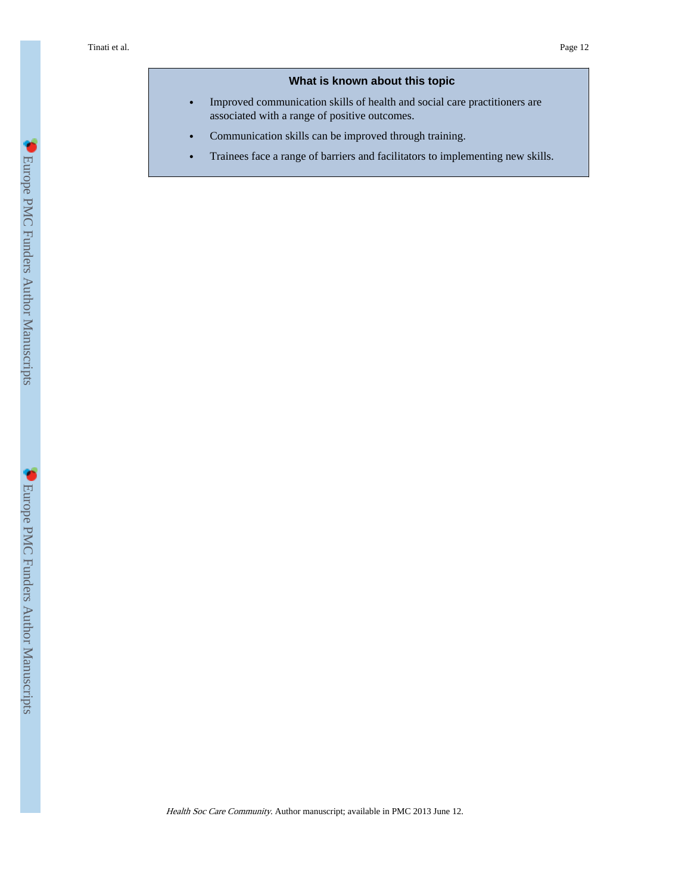### What is known about this topic

- Improved communication skills of health and social care practitioners are associated with a range of positive outcomes.
- Communication skills can be improved through training.
- Trainees face a range of barriers and facilitators to implementing new skills.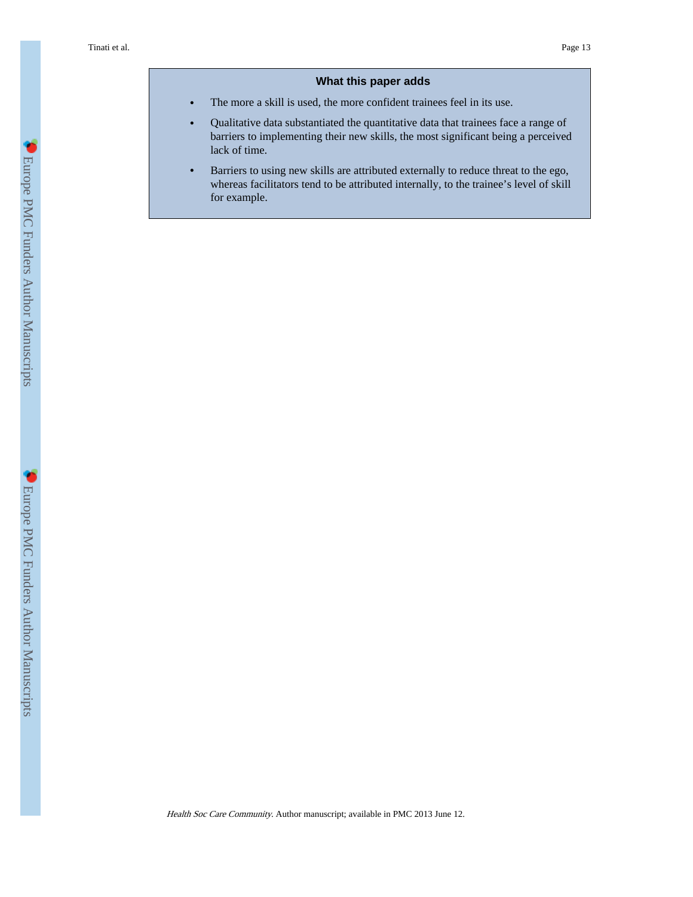### What this paper adds

- The more a skill is used, the more confident trainees feel in its use.
- Qualitative data substantiated the quantitative data that trainees face a range of barriers to implementing their new skills, the most significant being a perceived lack of time.
- Barriers to using new skills are attributed externally to reduce threat to the ego, whereas facilitators tend to be attributed internally, to the trainee's level of skill for example.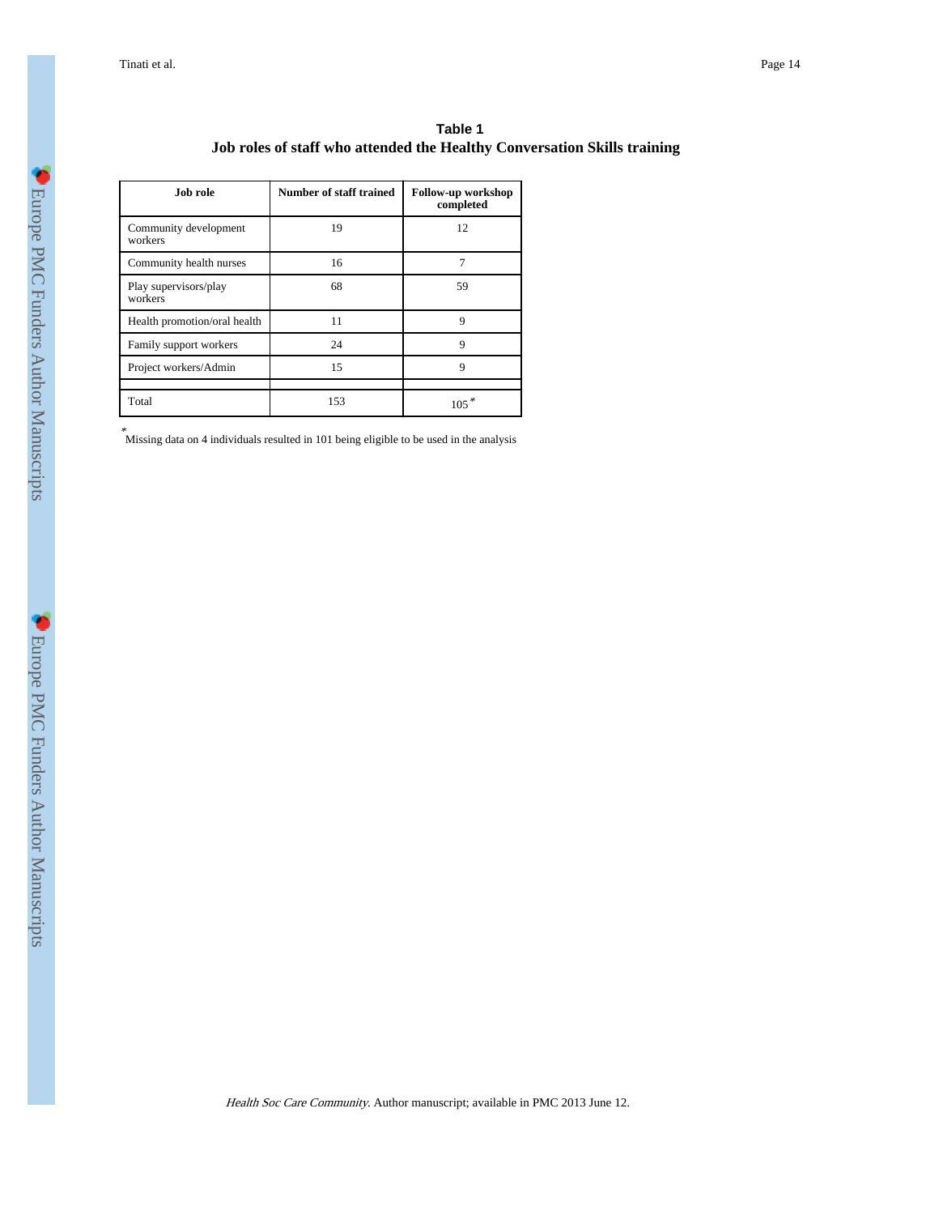**Table 1**

**Job roles of staff who attended the Healthy Conversation Skills training**

| Job role | Number of staff trained | Follow-up workshop completed |
| --- | --- | --- |
| Community development workers | 19 | 12 |
| Community health nurses | 16 | 7 |
| Play supervisors/play workers | 68 | 59 |
| Health promotion/oral health | 11 | 9 |
| Family support workers | 24 | 9 |
| Project workers/Admin | 15 | 9 |
| | | |
| Total | 153 | 105 * |

* Missing data on 4 individuals resulted in 101 being eligible to be used in the analysis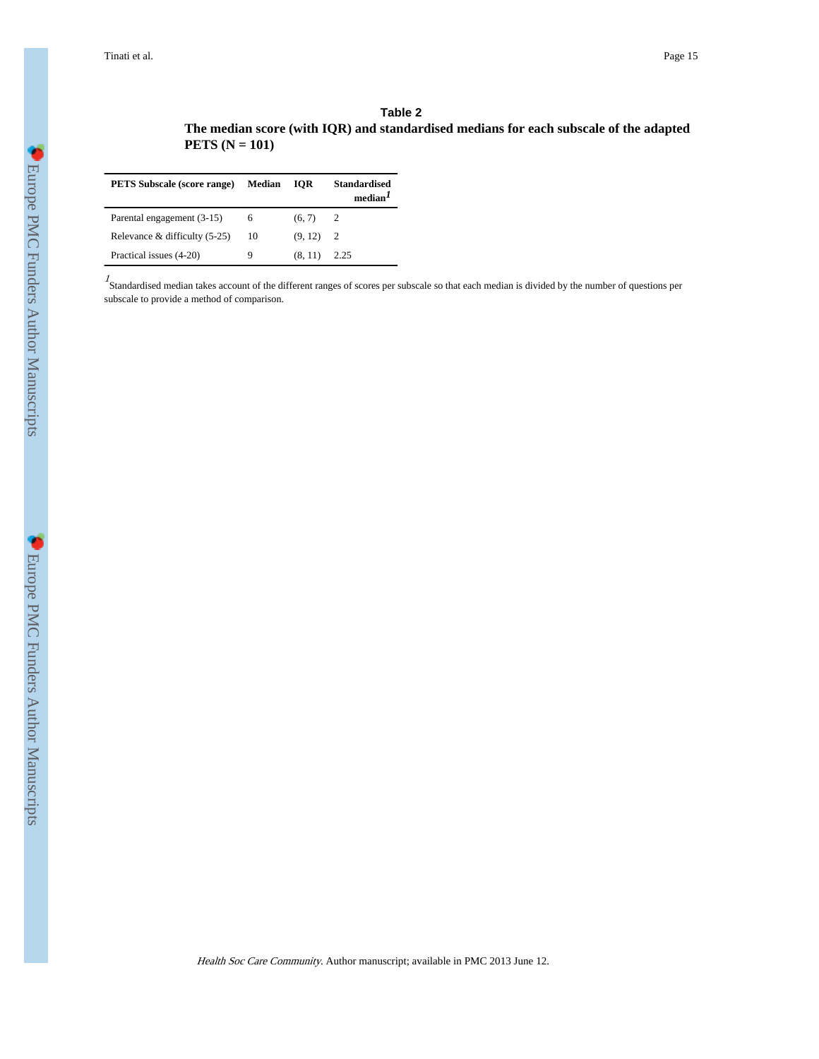**Table 2**

**The median score (with IQR) and standardised medians for each subscale of the adapted PETS (N = 101)**

| PETS Subscale (score range) | Median | IQR | Standardised median[1] |
|---|---|---|---|
| Parental engagement (3-15) | 6 | (6, 7) | 2 |
| Relevance & difficulty (5-25) | 10 | (9, 12) | 2 |
| Practical issues (4-20) | 9 | (8, 11) | 2.25 |

[1] Standardised median takes account of the different ranges of scores per subscale so that each median is divided by the number of questions per subscale to provide a method of comparison.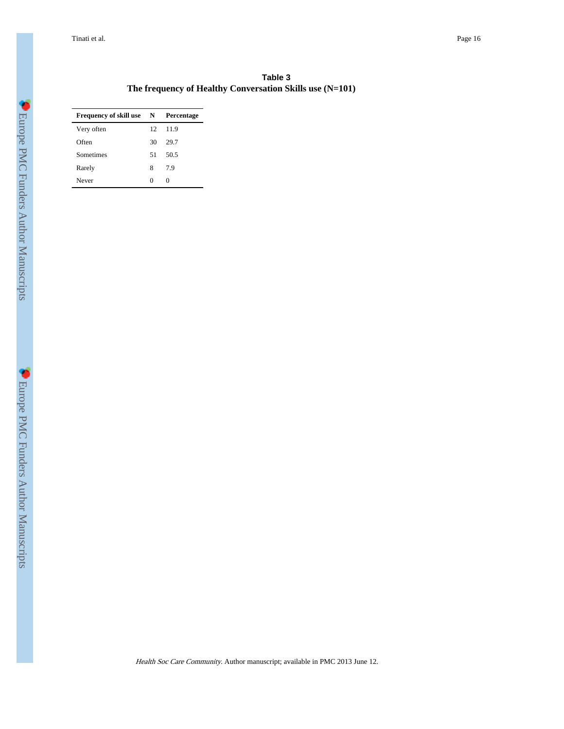## Table 3

**The frequency of Healthy Conversation Skills use (N=101)**

| Frequency of skill use | N | Percentage |
|---|---|---|
| Very often | 12 | 11.9 |
| Often | 30 | 29.7 |
| Sometimes | 51 | 50.5 |
| Rarely | 8 | 7.9 |
| Never | 0 | 0 |